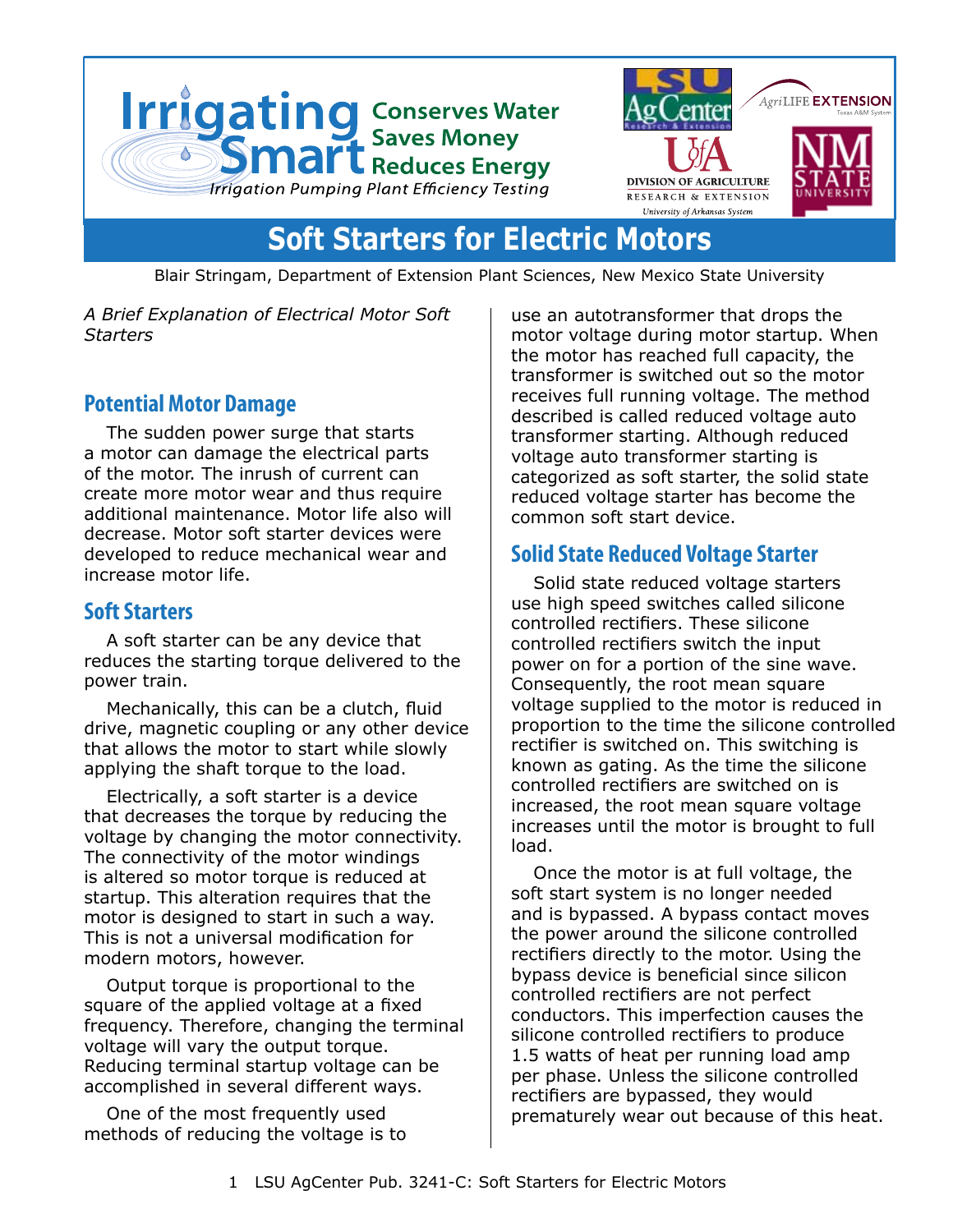Irrigating Smart — Conserves Water, Saves Money, Reduces Energy

*Irrigation Pumping Plant Efficiency Testing*

# Soft Starters for Electric Motors

Blair Stringam, Department of Extension Plant Sciences, New Mexico State University

*A Brief Explanation of Electrical Motor Soft Starters*

## Potential Motor Damage

The sudden power surge that starts a motor can damage the electrical parts of the motor. The inrush of current can create more motor wear and thus require additional maintenance. Motor life also will decrease. Motor soft starter devices were developed to reduce mechanical wear and increase motor life.

## Soft Starters

A soft starter can be any device that reduces the starting torque delivered to the power train.

Mechanically, this can be a clutch, fluid drive, magnetic coupling or any other device that allows the motor to start while slowly applying the shaft torque to the load.

Electrically, a soft starter is a device that decreases the torque by reducing the voltage by changing the motor connectivity. The connectivity of the motor windings is altered so motor torque is reduced at startup. This alteration requires that the motor is designed to start in such a way. This is not a universal modification for modern motors, however.

Output torque is proportional to the square of the applied voltage at a fixed frequency. Therefore, changing the terminal voltage will vary the output torque. Reducing terminal startup voltage can be accomplished in several different ways.

One of the most frequently used methods of reducing the voltage is to use an autotransformer that drops the motor voltage during motor startup. When the motor has reached full capacity, the transformer is switched out so the motor receives full running voltage. The method described is called reduced voltage auto transformer starting. Although reduced voltage auto transformer starting is categorized as soft starter, the solid state reduced voltage starter has become the common soft start device.

## Solid State Reduced Voltage Starter

Solid state reduced voltage starters use high speed switches called silicone controlled rectifiers. These silicone controlled rectifiers switch the input power on for a portion of the sine wave. Consequently, the root mean square voltage supplied to the motor is reduced in proportion to the time the silicone controlled rectifier is switched on. This switching is known as gating. As the time the silicone controlled rectifiers are switched on is increased, the root mean square voltage increases until the motor is brought to full load.

Once the motor is at full voltage, the soft start system is no longer needed and is bypassed. A bypass contact moves the power around the silicone controlled rectifiers directly to the motor. Using the bypass device is beneficial since silicon controlled rectifiers are not perfect conductors. This imperfection causes the silicone controlled rectifiers to produce 1.5 watts of heat per running load amp per phase. Unless the silicone controlled rectifiers are bypassed, they would prematurely wear out because of this heat.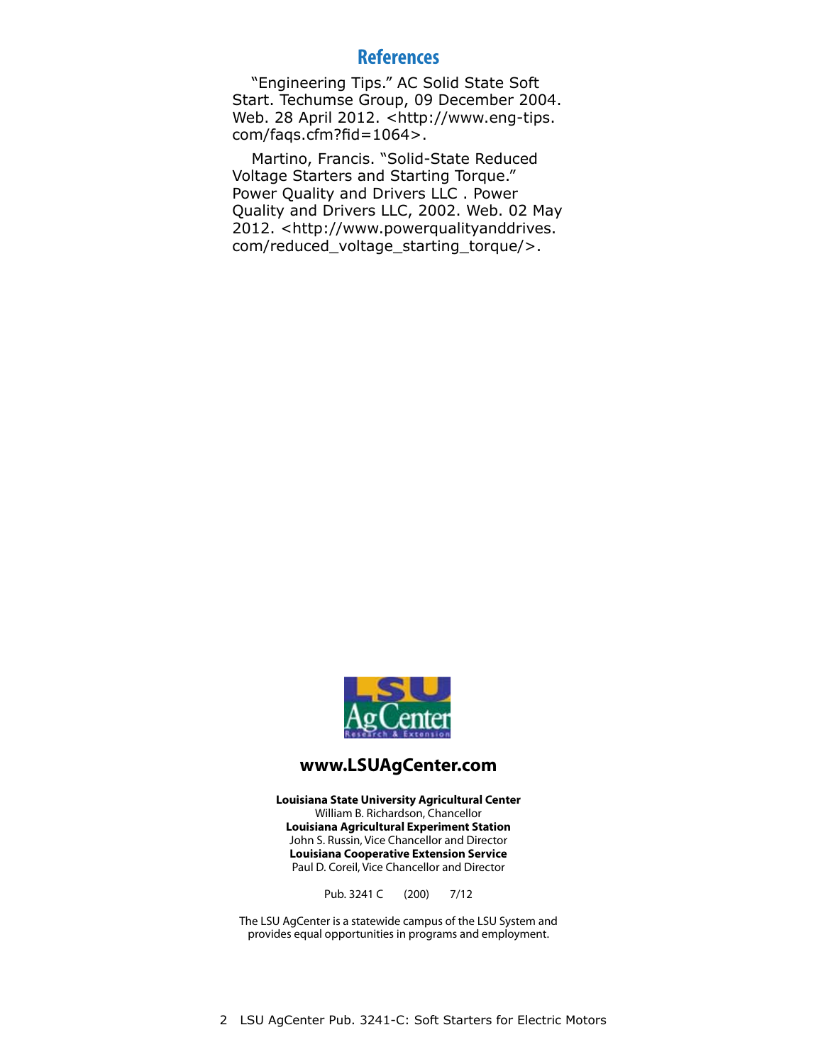## References

"Engineering Tips." AC Solid State Soft Start. Techumse Group, 09 December 2004. Web. 28 April 2012. <http://www.eng-tips.com/faqs.cfm?fid=1064>.

Martino, Francis. "Solid-State Reduced Voltage Starters and Starting Torque." Power Quality and Drivers LLC . Power Quality and Drivers LLC, 2002. Web. 02 May 2012. <http://www.powerqualityanddrives.com/reduced_voltage_starting_torque/>.

**www.LSUAgCenter.com**

**Louisiana State University Agricultural Center**
William B. Richardson, Chancellor
**Louisiana Agricultural Experiment Station**
John S. Russin, Vice Chancellor and Director
**Louisiana Cooperative Extension Service**
Paul D. Coreil, Vice Chancellor and Director

Pub. 3241 C (200) 7/12

The LSU AgCenter is a statewide campus of the LSU System and provides equal opportunities in programs and employment.